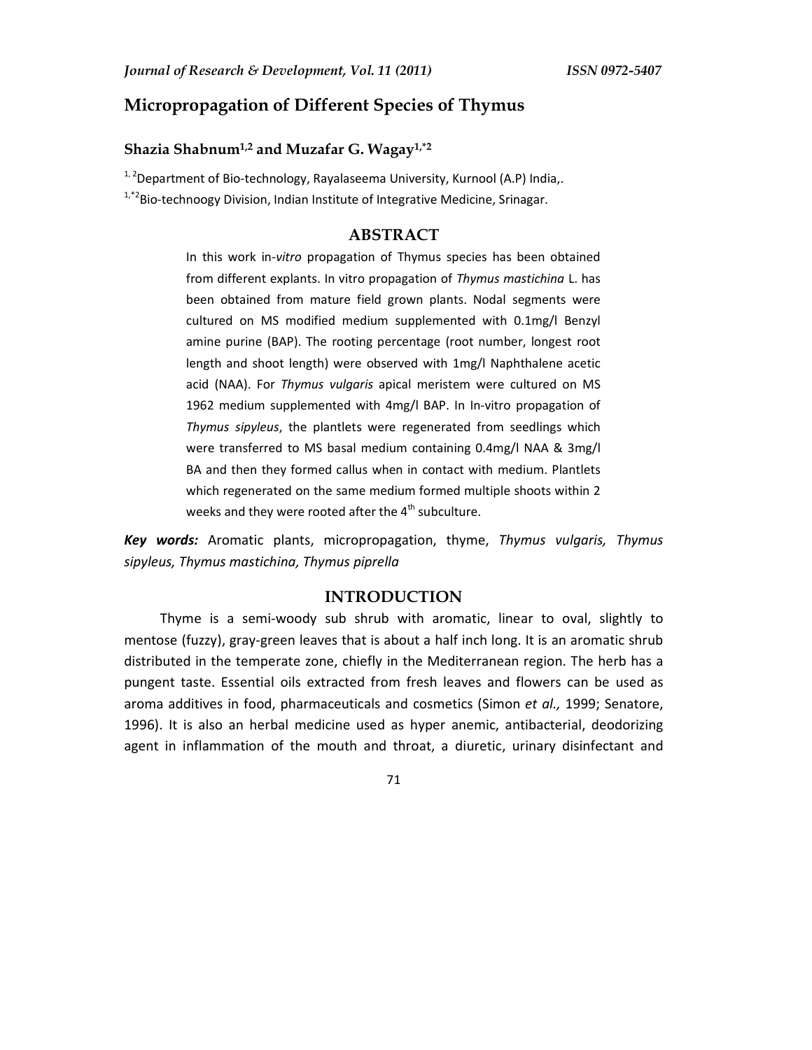# Micropropagation of Different Species of Thymus

**Shazia Shabnum[1,2] and Muzafar G. Wagay[1,*2]**

[1, 2]Department of Bio-technology, Rayalaseema University, Kurnool (A.P) India,.

[1,*2]Bio-technoogy Division, Indian Institute of Integrative Medicine, Srinagar.

## ABSTRACT

In this work in-*vitro* propagation of Thymus species has been obtained from different explants. In vitro propagation of *Thymus mastichina* L. has been obtained from mature field grown plants. Nodal segments were cultured on MS modified medium supplemented with 0.1mg/l Benzyl amine purine (BAP). The rooting percentage (root number, longest root length and shoot length) were observed with 1mg/l Naphthalene acetic acid (NAA). For *Thymus vulgaris* apical meristem were cultured on MS 1962 medium supplemented with 4mg/l BAP. In In-vitro propagation of *Thymus sipyleus*, the plantlets were regenerated from seedlings which were transferred to MS basal medium containing 0.4mg/l NAA & 3mg/l BA and then they formed callus when in contact with medium. Plantlets which regenerated on the same medium formed multiple shoots within 2 weeks and they were rooted after the 4th subculture.

***Key words:*** Aromatic plants, micropropagation, thyme, *Thymus vulgaris, Thymus sipyleus, Thymus mastichina, Thymus piprella*

## INTRODUCTION

Thyme is a semi-woody sub shrub with aromatic, linear to oval, slightly to mentose (fuzzy), gray-green leaves that is about a half inch long. It is an aromatic shrub distributed in the temperate zone, chiefly in the Mediterranean region. The herb has a pungent taste. Essential oils extracted from fresh leaves and flowers can be used as aroma additives in food, pharmaceuticals and cosmetics (Simon *et al.,* 1999; Senatore, 1996). It is also an herbal medicine used as hyper anemic, antibacterial, deodorizing agent in inflammation of the mouth and throat, a diuretic, urinary disinfectant and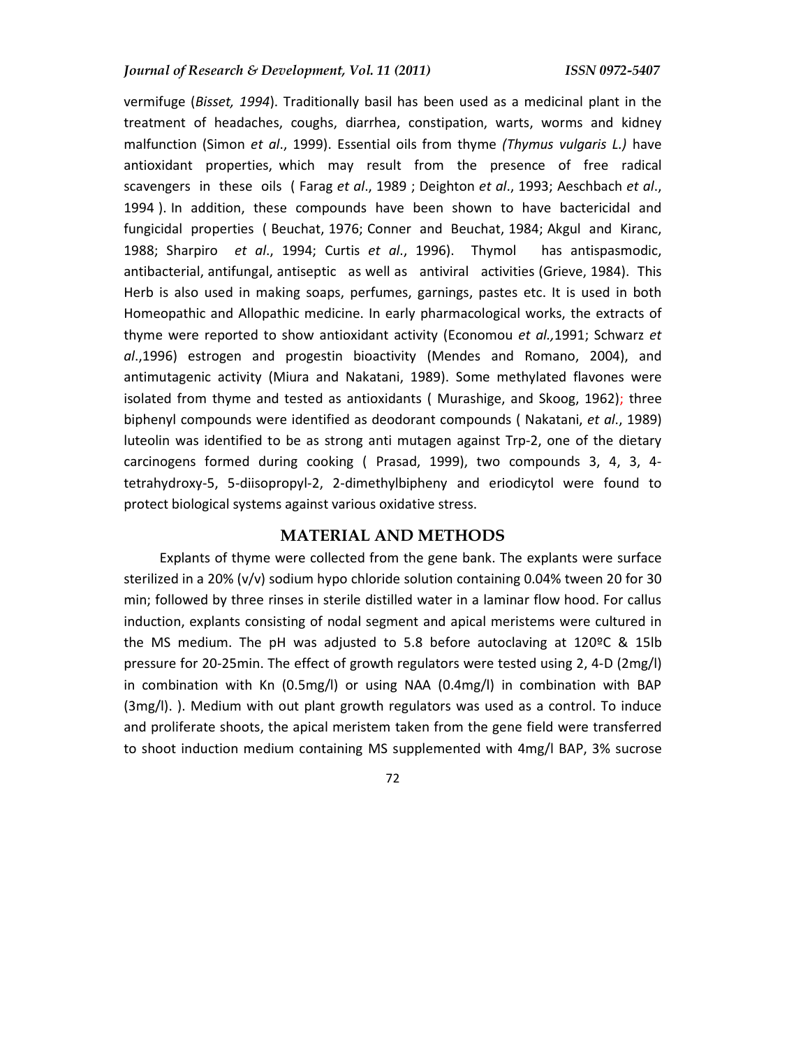vermifuge (*Bisset, 1994*). Traditionally basil has been used as a medicinal plant in the treatment of headaches, coughs, diarrhea, constipation, warts, worms and kidney malfunction (Simon *et al*., 1999). Essential oils from thyme *(Thymus vulgaris L.)* have antioxidant properties, which may result from the presence of free radical scavengers in these oils ( Farag *et al*., 1989 ; Deighton *et al*., 1993; Aeschbach *et al*., 1994 ). In addition, these compounds have been shown to have bactericidal and fungicidal properties ( Beuchat, 1976; Conner and Beuchat, 1984; Akgul and Kiranc, 1988; Sharpiro *et al*., 1994; Curtis *et al*., 1996). Thymol has antispasmodic, antibacterial, antifungal, antiseptic as well as antiviral activities (Grieve, 1984). This Herb is also used in making soaps, perfumes, garnings, pastes etc. It is used in both Homeopathic and Allopathic medicine. In early pharmacological works, the extracts of thyme were reported to show antioxidant activity (Economou *et al.,*1991; Schwarz *et al*.,1996) estrogen and progestin bioactivity (Mendes and Romano, 2004), and antimutagenic activity (Miura and Nakatani, 1989). Some methylated flavones were isolated from thyme and tested as antioxidants ( Murashige, and Skoog, 1962); three biphenyl compounds were identified as deodorant compounds ( Nakatani, *et al*., 1989) luteolin was identified to be as strong anti mutagen against Trp-2, one of the dietary carcinogens formed during cooking ( Prasad, 1999), two compounds 3, 4, 3, 4-tetrahydroxy-5, 5-diisopropyl-2, 2-dimethylbipheny and eriodicytol were found to protect biological systems against various oxidative stress.

## MATERIAL AND METHODS

Explants of thyme were collected from the gene bank. The explants were surface sterilized in a 20% (v/v) sodium hypo chloride solution containing 0.04% tween 20 for 30 min; followed by three rinses in sterile distilled water in a laminar flow hood. For callus induction, explants consisting of nodal segment and apical meristems were cultured in the MS medium. The pH was adjusted to 5.8 before autoclaving at 120ºC & 15lb pressure for 20-25min. The effect of growth regulators were tested using 2, 4-D (2mg/l) in combination with Kn (0.5mg/l) or using NAA (0.4mg/l) in combination with BAP (3mg/l). ). Medium with out plant growth regulators was used as a control. To induce and proliferate shoots, the apical meristem taken from the gene field were transferred to shoot induction medium containing MS supplemented with 4mg/l BAP, 3% sucrose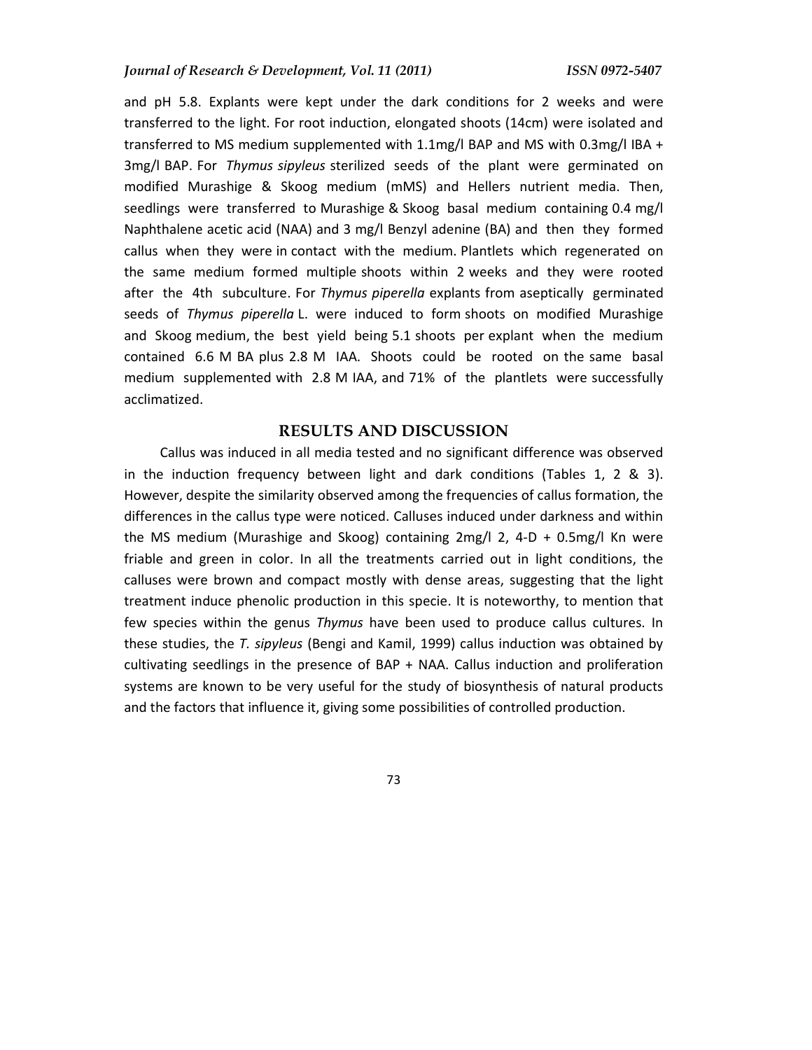and pH 5.8. Explants were kept under the dark conditions for 2 weeks and were transferred to the light. For root induction, elongated shoots (14cm) were isolated and transferred to MS medium supplemented with 1.1mg/l BAP and MS with 0.3mg/l IBA + 3mg/l BAP. For *Thymus sipyleus* sterilized seeds of the plant were germinated on modified Murashige & Skoog medium (mMS) and Hellers nutrient media. Then, seedlings were transferred to Murashige & Skoog basal medium containing 0.4 mg/l Naphthalene acetic acid (NAA) and 3 mg/l Benzyl adenine (BA) and then they formed callus when they were in contact with the medium. Plantlets which regenerated on the same medium formed multiple shoots within 2 weeks and they were rooted after the 4th subculture. For *Thymus piperella* explants from aseptically germinated seeds of *Thymus piperella* L. were induced to form shoots on modified Murashige and Skoog medium, the best yield being 5.1 shoots per explant when the medium contained 6.6 M BA plus 2.8 M IAA. Shoots could be rooted on the same basal medium supplemented with 2.8 M IAA, and 71% of the plantlets were successfully acclimatized.

## RESULTS AND DISCUSSION

Callus was induced in all media tested and no significant difference was observed in the induction frequency between light and dark conditions (Tables 1, 2 & 3). However, despite the similarity observed among the frequencies of callus formation, the differences in the callus type were noticed. Calluses induced under darkness and within the MS medium (Murashige and Skoog) containing 2mg/l 2, 4-D + 0.5mg/l Kn were friable and green in color. In all the treatments carried out in light conditions, the calluses were brown and compact mostly with dense areas, suggesting that the light treatment induce phenolic production in this specie. It is noteworthy, to mention that few species within the genus *Thymus* have been used to produce callus cultures. In these studies, the *T. sipyleus* (Bengi and Kamil, 1999) callus induction was obtained by cultivating seedlings in the presence of BAP + NAA. Callus induction and proliferation systems are known to be very useful for the study of biosynthesis of natural products and the factors that influence it, giving some possibilities of controlled production.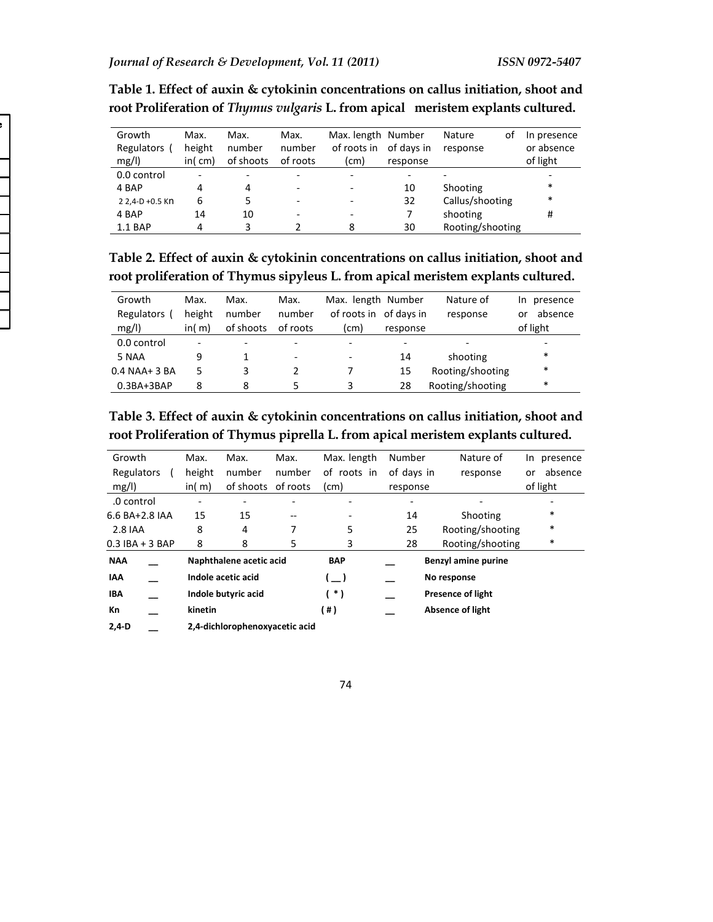**Table 1. Effect of auxin & cytokinin concentrations on callus initiation, shoot and root Proliferation of *Thymus vulgaris* L. from apical meristem explants cultured.**

| Growth Regulators ( mg/l) | Max. height in( cm) | Max. number of shoots | Max. number of roots | Max. length of roots in (cm) | Number of days in response | Nature of response | In presence or absence of light |
|---|---|---|---|---|---|---|---|
| 0.0 control | - | - | - | - | - | - | - |
| 4 BAP | 4 | 4 | - | - | 10 | Shooting | * |
| 2 2,4-D +0.5 Kn | 6 | 5 | - | - | 32 | Callus/shooting | * |
| 4 BAP | 14 | 10 | - | - | 7 | shooting | # |
| 1.1 BAP | 4 | 3 | 2 | 8 | 30 | Rooting/shooting | |

**Table 2. Effect of auxin & cytokinin concentrations on callus initiation, shoot and root proliferation of Thymus sipyleus L. from apical meristem explants cultured.**

| Growth Regulators ( mg/l) | Max. height in( m) | Max. number of shoots | Max. number of roots | Max. length of roots in (cm) | Number of days in response | Nature of response | In presence or absence of light |
|---|---|---|---|---|---|---|---|
| 0.0 control | - | - | - | - | - | - | - |
| 5 NAA | 9 | 1 | - | - | 14 | shooting | * |
| 0.4 NAA+ 3 BA | 5 | 3 | 2 | 7 | 15 | Rooting/shooting | * |
| 0.3BA+3BAP | 8 | 8 | 5 | 3 | 28 | Rooting/shooting | * |

**Table 3. Effect of auxin & cytokinin concentrations on callus initiation, shoot and root Proliferation of Thymus piprella L. from apical meristem explants cultured.**

| Growth Regulators ( mg/l) | Max. height in( m) | Max. number of shoots | Max. number of roots | Max. length of roots in (cm) | Number of days in response | Nature of response | In presence or absence of light |
|---|---|---|---|---|---|---|---|
| .0 control | - | - | - | - | - | - | - |
| 6.6 BA+2.8 IAA | 15 | 15 | -- | - | 14 | Shooting | * |
| 2.8 IAA | 8 | 4 | 7 | 5 | 25 | Rooting/shooting | * |
| 0.3 IBA + 3 BAP | 8 | 8 | 5 | 3 | 28 | Rooting/shooting | * |

**NAA** __ **Naphthalene acetic acid**
**IAA** __ **Indole acetic acid**
**IBA** __ **Indole butyric acid**
**Kn** __ **kinetin**
**2,4-D** __ **2,4-dichlorophenoxyacetic acid**
**BAP** __ **Benzyl amine purine**
**( __ )** __ **No response**
**( * )** __ **Presence of light**
**( # )** __ **Absence of light**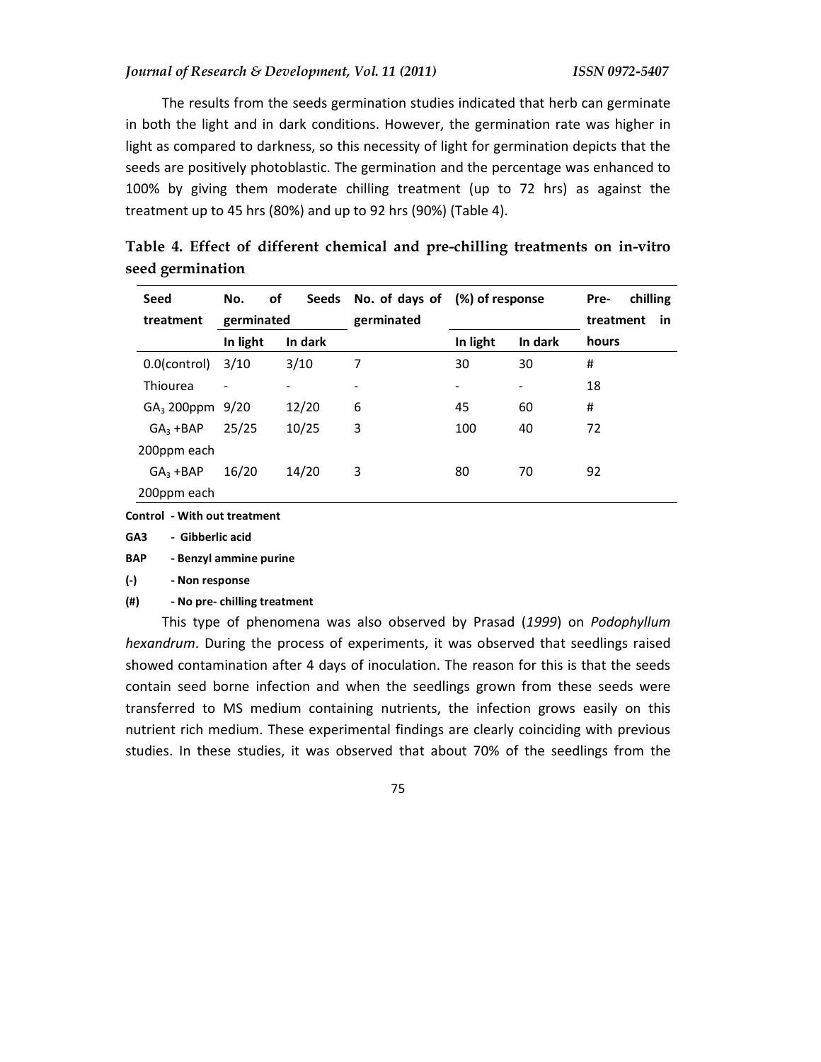The results from the seeds germination studies indicated that herb can germinate in both the light and in dark conditions. However, the germination rate was higher in light as compared to darkness, so this necessity of light for germination depicts that the seeds are positively photoblastic. The germination and the percentage was enhanced to 100% by giving them moderate chilling treatment (up to 72 hrs) as against the treatment up to 45 hrs (80%) and up to 92 hrs (90%) (Table 4).

**Table 4. Effect of different chemical and pre-chilling treatments on in-vitro seed germination**

| Seed treatment | No. of Seeds germinated | | No. of days of germinated | (%) of response | | Pre- chilling treatment in hours |
|---|---|---|---|---|---|---|
| | In light | In dark | | In light | In dark | |
| 0.0(control) | 3/10 | 3/10 | 7 | 30 | 30 | # |
| Thiourea | - | - | - | - | - | 18 |
| $GA_3$ 200ppm | 9/20 | 12/20 | 6 | 45 | 60 | # |
| $GA_3$ +BAP 200ppm each | 25/25 | 10/25 | 3 | 100 | 40 | 72 |
| $GA_3$ +BAP 200ppm each | 16/20 | 14/20 | 3 | 80 | 70 | 92 |

**Control - With out treatment**

**GA3 - Gibberlic acid**

**BAP - Benzyl ammine purine**

**(-) - Non response**

**(#) - No pre- chilling treatment**

This type of phenomena was also observed by Prasad (*1999*) on *Podophyllum hexandrum*. During the process of experiments, it was observed that seedlings raised showed contamination after 4 days of inoculation. The reason for this is that the seeds contain seed borne infection and when the seedlings grown from these seeds were transferred to MS medium containing nutrients, the infection grows easily on this nutrient rich medium. These experimental findings are clearly coinciding with previous studies. In these studies, it was observed that about 70% of the seedlings from the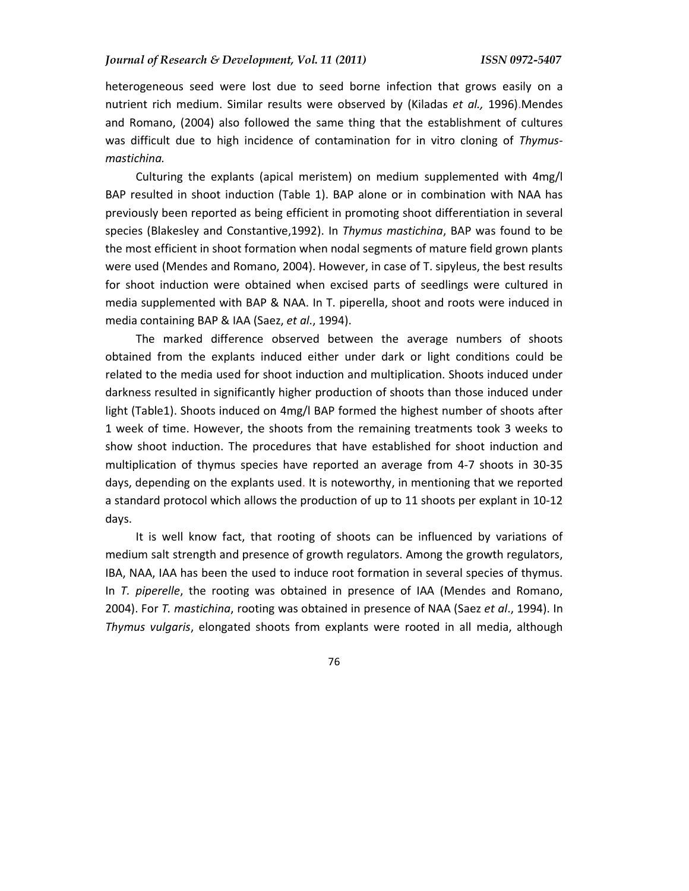heterogeneous seed were lost due to seed borne infection that grows easily on a nutrient rich medium. Similar results were observed by (Kiladas *et al.,* 1996).Mendes and Romano, (2004) also followed the same thing that the establishment of cultures was difficult due to high incidence of contamination for in vitro cloning of *Thymus-mastichina.*

Culturing the explants (apical meristem) on medium supplemented with 4mg/l BAP resulted in shoot induction (Table 1). BAP alone or in combination with NAA has previously been reported as being efficient in promoting shoot differentiation in several species (Blakesley and Constantive,1992). In *Thymus mastichina*, BAP was found to be the most efficient in shoot formation when nodal segments of mature field grown plants were used (Mendes and Romano, 2004). However, in case of T. sipyleus, the best results for shoot induction were obtained when excised parts of seedlings were cultured in media supplemented with BAP & NAA. In T. piperella, shoot and roots were induced in media containing BAP & IAA (Saez, *et al*., 1994).

The marked difference observed between the average numbers of shoots obtained from the explants induced either under dark or light conditions could be related to the media used for shoot induction and multiplication. Shoots induced under darkness resulted in significantly higher production of shoots than those induced under light (Table1). Shoots induced on 4mg/l BAP formed the highest number of shoots after 1 week of time. However, the shoots from the remaining treatments took 3 weeks to show shoot induction. The procedures that have established for shoot induction and multiplication of thymus species have reported an average from 4-7 shoots in 30-35 days, depending on the explants used. It is noteworthy, in mentioning that we reported a standard protocol which allows the production of up to 11 shoots per explant in 10-12 days.

It is well know fact, that rooting of shoots can be influenced by variations of medium salt strength and presence of growth regulators. Among the growth regulators, IBA, NAA, IAA has been the used to induce root formation in several species of thymus. In *T. piperelle*, the rooting was obtained in presence of IAA (Mendes and Romano, 2004). For *T. mastichina*, rooting was obtained in presence of NAA (Saez *et al*., 1994). In *Thymus vulgaris*, elongated shoots from explants were rooted in all media, although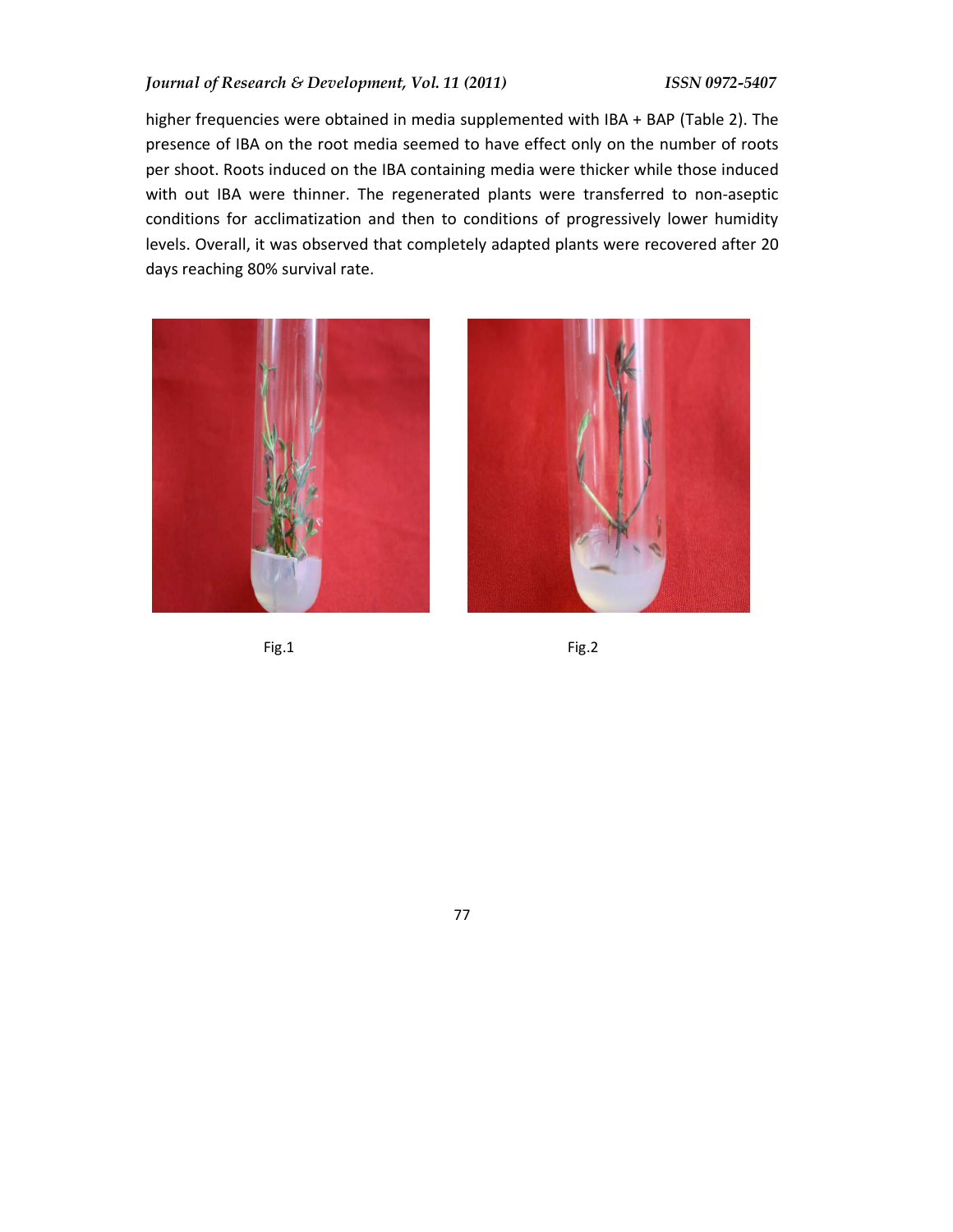higher frequencies were obtained in media supplemented with IBA + BAP (Table 2). The presence of IBA on the root media seemed to have effect only on the number of roots per shoot. Roots induced on the IBA containing media were thicker while those induced with out IBA were thinner. The regenerated plants were transferred to non-aseptic conditions for acclimatization and then to conditions of progressively lower humidity levels. Overall, it was observed that completely adapted plants were recovered after 20 days reaching 80% survival rate.

Fig.1

Fig.2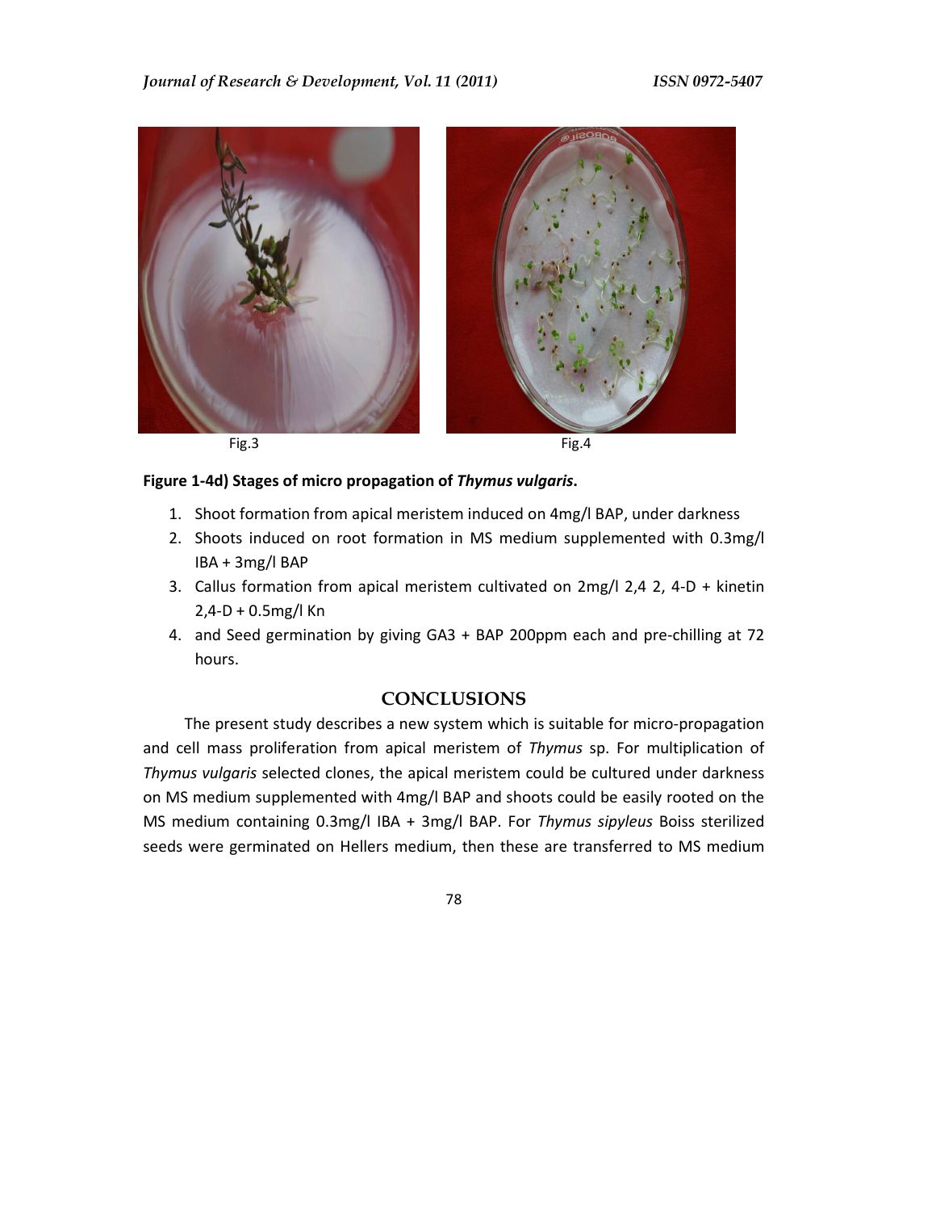Fig.3

Fig.4

**Figure 1-4d) Stages of micro propagation of *Thymus vulgaris*.**

1. Shoot formation from apical meristem induced on 4mg/l BAP, under darkness
2. Shoots induced on root formation in MS medium supplemented with 0.3mg/l IBA + 3mg/l BAP
3. Callus formation from apical meristem cultivated on 2mg/l 2,4 2, 4-D + kinetin 2,4-D + 0.5mg/l Kn
4. and Seed germination by giving GA3 + BAP 200ppm each and pre-chilling at 72 hours.

## CONCLUSIONS

The present study describes a new system which is suitable for micro-propagation and cell mass proliferation from apical meristem of *Thymus* sp. For multiplication of *Thymus vulgaris* selected clones, the apical meristem could be cultured under darkness on MS medium supplemented with 4mg/l BAP and shoots could be easily rooted on the MS medium containing 0.3mg/l IBA + 3mg/l BAP. For *Thymus sipyleus* Boiss sterilized seeds were germinated on Hellers medium, then these are transferred to MS medium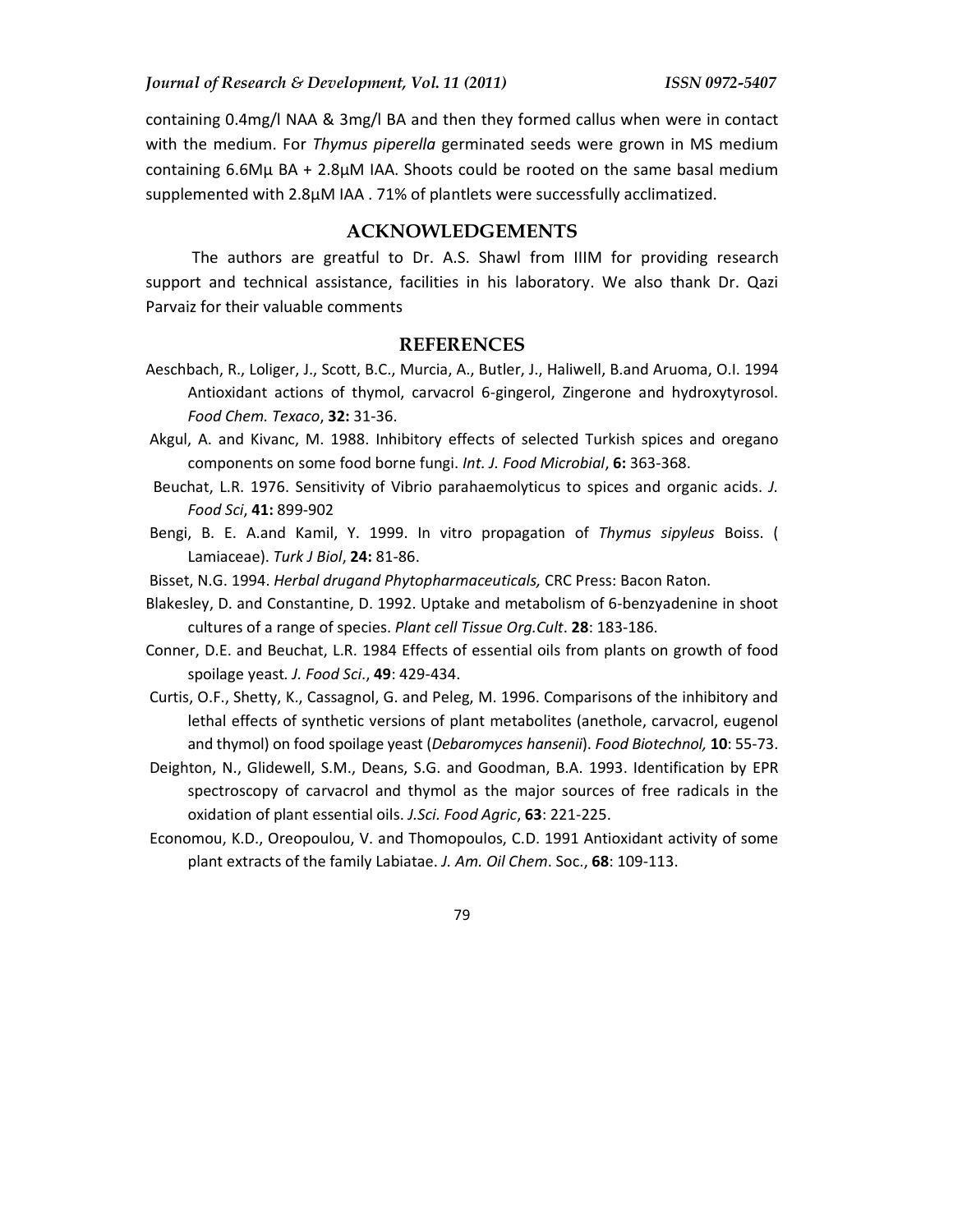containing 0.4mg/l NAA & 3mg/l BA and then they formed callus when were in contact with the medium. For *Thymus piperella* germinated seeds were grown in MS medium containing 6.6Mµ BA + 2.8µM IAA. Shoots could be rooted on the same basal medium supplemented with 2.8µM IAA . 71% of plantlets were successfully acclimatized.

## ACKNOWLEDGEMENTS

The authors are greatful to Dr. A.S. Shawl from IIIM for providing research support and technical assistance, facilities in his laboratory. We also thank Dr. Qazi Parvaiz for their valuable comments

## REFERENCES

Aeschbach, R., Loliger, J., Scott, B.C., Murcia, A., Butler, J., Haliwell, B.and Aruoma, O.I. 1994 Antioxidant actions of thymol, carvacrol 6-gingerol, Zingerone and hydroxytyrosol. *Food Chem. Texaco*, **32:** 31-36.

Akgul, A. and Kivanc, M. 1988. Inhibitory effects of selected Turkish spices and oregano components on some food borne fungi. *Int. J. Food Microbial*, **6:** 363-368.

Beuchat, L.R. 1976. Sensitivity of Vibrio parahaemolyticus to spices and organic acids. *J. Food Sci*, **41:** 899-902

Bengi, B. E. A.and Kamil, Y. 1999. In vitro propagation of *Thymus sipyleus* Boiss. ( Lamiaceae). *Turk J Biol*, **24:** 81-86.

Bisset, N.G. 1994. *Herbal drugand Phytopharmaceuticals,* CRC Press: Bacon Raton.

Blakesley, D. and Constantine, D. 1992. Uptake and metabolism of 6-benzyadenine in shoot cultures of a range of species. *Plant cell Tissue Org.Cult*. **28**: 183-186.

Conner, D.E. and Beuchat, L.R. 1984 Effects of essential oils from plants on growth of food spoilage yeast. *J. Food Sci*., **49**: 429-434.

Curtis, O.F., Shetty, K., Cassagnol, G. and Peleg, M. 1996. Comparisons of the inhibitory and lethal effects of synthetic versions of plant metabolites (anethole, carvacrol, eugenol and thymol) on food spoilage yeast (*Debaromyces hansenii*). *Food Biotechnol,* **10**: 55-73.

Deighton, N., Glidewell, S.M., Deans, S.G. and Goodman, B.A. 1993. Identification by EPR spectroscopy of carvacrol and thymol as the major sources of free radicals in the oxidation of plant essential oils. *J.Sci. Food Agric*, **63**: 221-225.

Economou, K.D., Oreopoulou, V. and Thomopoulos, C.D. 1991 Antioxidant activity of some plant extracts of the family Labiatae. *J. Am. Oil Chem*. Soc., **68**: 109-113.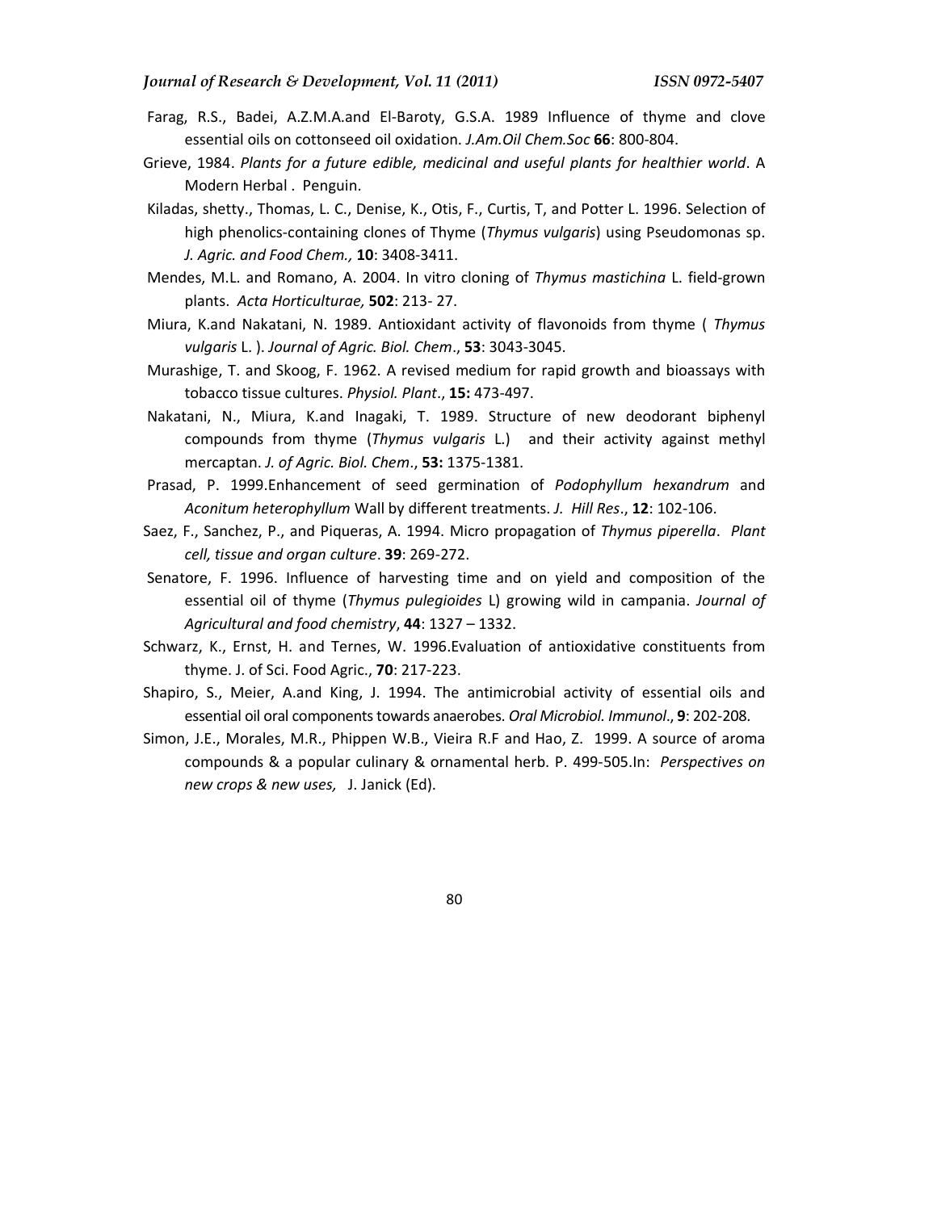Farag, R.S., Badei, A.Z.M.A.and El-Baroty, G.S.A. 1989 Influence of thyme and clove essential oils on cottonseed oil oxidation. *J.Am.Oil Chem.Soc* **66**: 800-804.

Grieve, 1984. *Plants for a future edible, medicinal and useful plants for healthier world*. A Modern Herbal . Penguin.

Kiladas, shetty., Thomas, L. C., Denise, K., Otis, F., Curtis, T, and Potter L. 1996. Selection of high phenolics-containing clones of Thyme (*Thymus vulgaris*) using Pseudomonas sp. *J. Agric. and Food Chem.,* **10**: 3408-3411.

Mendes, M.L. and Romano, A. 2004. In vitro cloning of *Thymus mastichina* L. field-grown plants. *Acta Horticulturae,* **502**: 213- 27.

Miura, K.and Nakatani, N. 1989. Antioxidant activity of flavonoids from thyme ( *Thymus vulgaris* L. ). *Journal of Agric. Biol. Chem*., **53**: 3043-3045.

Murashige, T. and Skoog, F. 1962. A revised medium for rapid growth and bioassays with tobacco tissue cultures. *Physiol. Plant*., **15:** 473-497.

Nakatani, N., Miura, K.and Inagaki, T. 1989. Structure of new deodorant biphenyl compounds from thyme (*Thymus vulgaris* L.) and their activity against methyl mercaptan. *J. of Agric. Biol. Chem*., **53:** 1375-1381.

Prasad, P. 1999.Enhancement of seed germination of *Podophyllum hexandrum* and *Aconitum heterophyllum* Wall by different treatments. *J. Hill Res*., **12**: 102-106.

Saez, F., Sanchez, P., and Piqueras, A. 1994. Micro propagation of *Thymus piperella*. *Plant cell, tissue and organ culture*. **39**: 269-272.

Senatore, F. 1996. Influence of harvesting time and on yield and composition of the essential oil of thyme (*Thymus pulegioides* L) growing wild in campania. *Journal of Agricultural and food chemistry*, **44**: 1327 – 1332.

Schwarz, K., Ernst, H. and Ternes, W. 1996.Evaluation of antioxidative constituents from thyme. J. of Sci. Food Agric., **70**: 217-223.

Shapiro, S., Meier, A.and King, J. 1994. The antimicrobial activity of essential oils and essential oil oral components towards anaerobes. *Oral Microbiol. Immunol*., **9**: 202-208.

Simon, J.E., Morales, M.R., Phippen W.B., Vieira R.F and Hao, Z. 1999. A source of aroma compounds & a popular culinary & ornamental herb. P. 499-505.In: *Perspectives on new crops & new uses,* J. Janick (Ed).